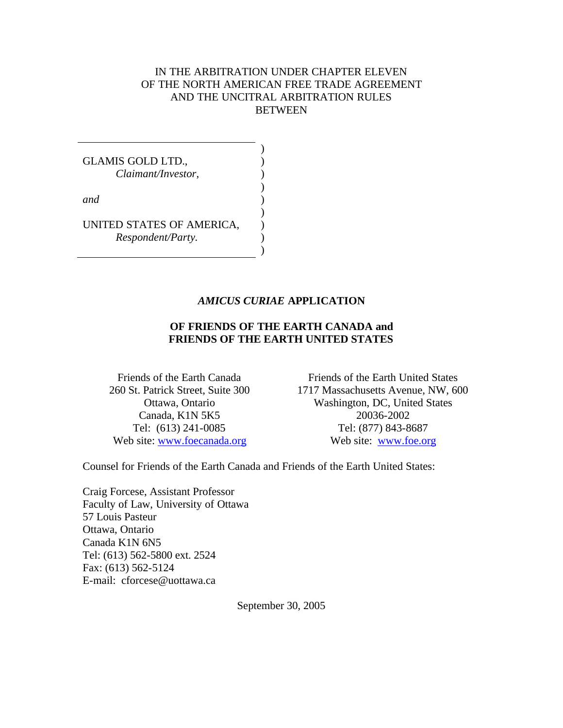IN THE ARBITRATION UNDER CHAPTER ELEVEN
OF THE NORTH AMERICAN FREE TRADE AGREEMENT
AND THE UNCITRAL ARBITRATION RULES
BETWEEN

GLAMIS GOLD LTD.,
*Claimant/Investor,*

*and*

UNITED STATES OF AMERICA,
*Respondent/Party.*

## *AMICUS CURIAE* APPLICATION

## OF FRIENDS OF THE EARTH CANADA and FRIENDS OF THE EARTH UNITED STATES

Friends of the Earth Canada
260 St. Patrick Street, Suite 300
Ottawa, Ontario
Canada, K1N 5K5
Tel: (613) 241-0085
Web site: www.foecanada.org

Friends of the Earth United States
1717 Massachusetts Avenue, NW, 600
Washington, DC, United States
20036-2002
Tel: (877) 843-8687
Web site: www.foe.org

Counsel for Friends of the Earth Canada and Friends of the Earth United States:

Craig Forcese, Assistant Professor
Faculty of Law, University of Ottawa
57 Louis Pasteur
Ottawa, Ontario
Canada K1N 6N5
Tel: (613) 562-5800 ext. 2524
Fax: (613) 562-5124
E-mail: cforcese@uottawa.ca

September 30, 2005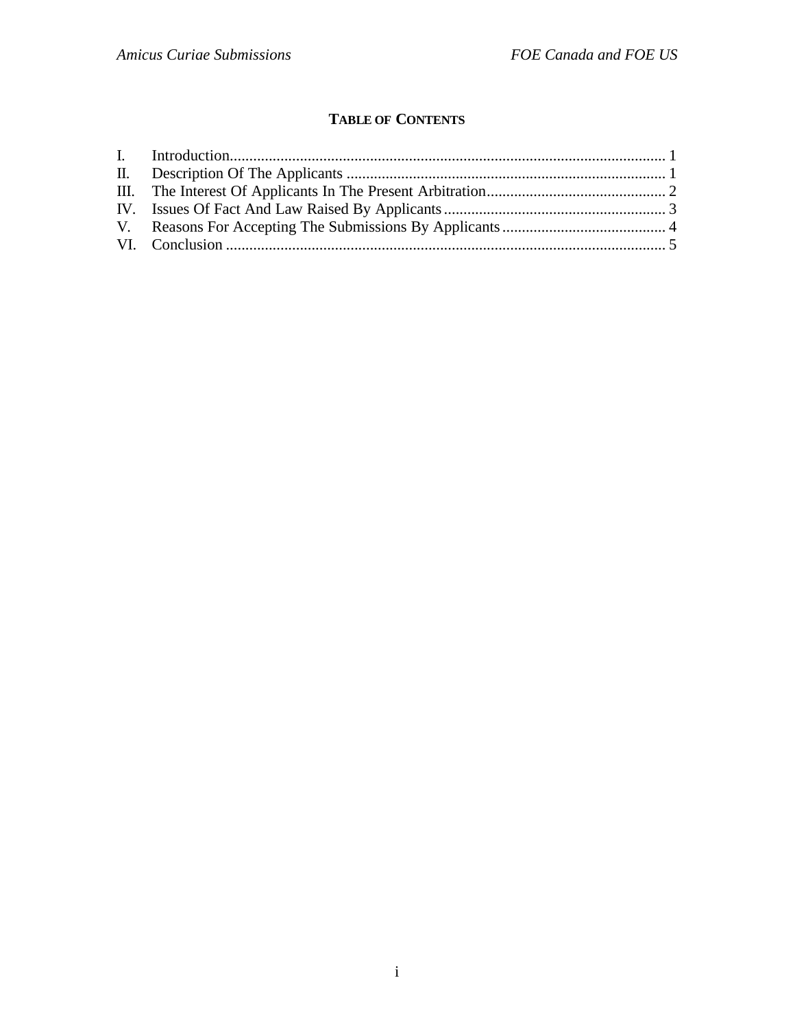# TABLE OF CONTENTS

I. Introduction ................................................................................................................ 1
II. Description Of The Applicants .................................................................................. 1
III. The Interest Of Applicants In The Present Arbitration .............................................. 2
IV. Issues Of Fact And Law Raised By Applicants ......................................................... 3
V. Reasons For Accepting The Submissions By Applicants .......................................... 4
VI. Conclusion ................................................................................................................ 5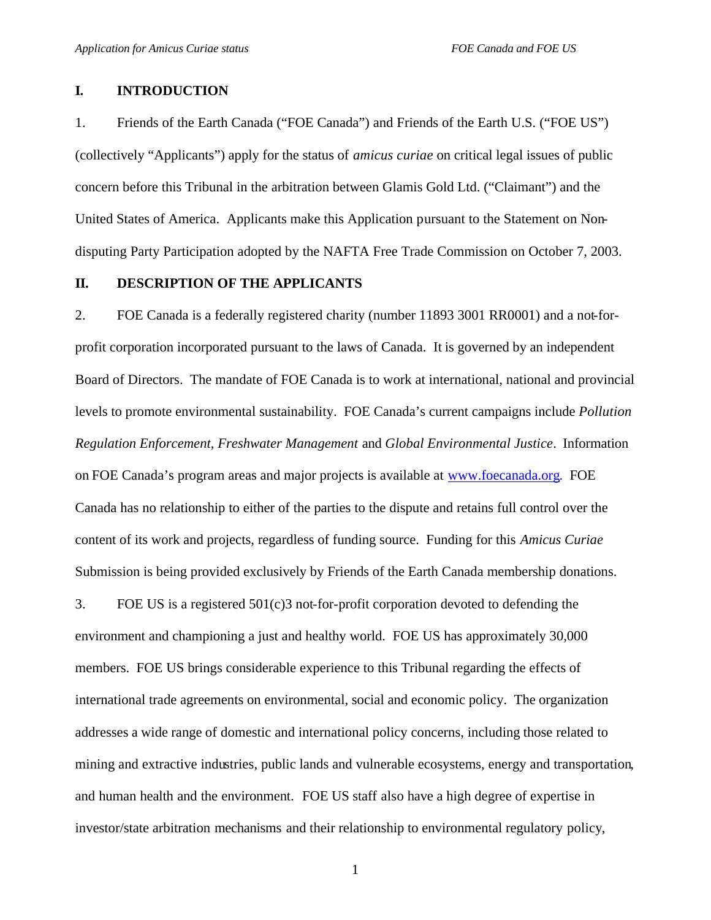## I. INTRODUCTION

1. Friends of the Earth Canada ("FOE Canada") and Friends of the Earth U.S. ("FOE US") (collectively "Applicants") apply for the status of *amicus curiae* on critical legal issues of public concern before this Tribunal in the arbitration between Glamis Gold Ltd. ("Claimant") and the United States of America. Applicants make this Application pursuant to the Statement on Non-disputing Party Participation adopted by the NAFTA Free Trade Commission on October 7, 2003.

## II. DESCRIPTION OF THE APPLICANTS

2. FOE Canada is a federally registered charity (number 11893 3001 RR0001) and a not-for-profit corporation incorporated pursuant to the laws of Canada. It is governed by an independent Board of Directors. The mandate of FOE Canada is to work at international, national and provincial levels to promote environmental sustainability. FOE Canada's current campaigns include *Pollution Regulation Enforcement, Freshwater Management* and *Global Environmental Justice*. Information on FOE Canada's program areas and major projects is available at [www.foecanada.org](www.foecanada.org). FOE Canada has no relationship to either of the parties to the dispute and retains full control over the content of its work and projects, regardless of funding source. Funding for this *Amicus Curiae* Submission is being provided exclusively by Friends of the Earth Canada membership donations.

3. FOE US is a registered 501(c)3 not-for-profit corporation devoted to defending the environment and championing a just and healthy world. FOE US has approximately 30,000 members. FOE US brings considerable experience to this Tribunal regarding the effects of international trade agreements on environmental, social and economic policy. The organization addresses a wide range of domestic and international policy concerns, including those related to mining and extractive industries, public lands and vulnerable ecosystems, energy and transportation, and human health and the environment. FOE US staff also have a high degree of expertise in investor/state arbitration mechanisms and their relationship to environmental regulatory policy,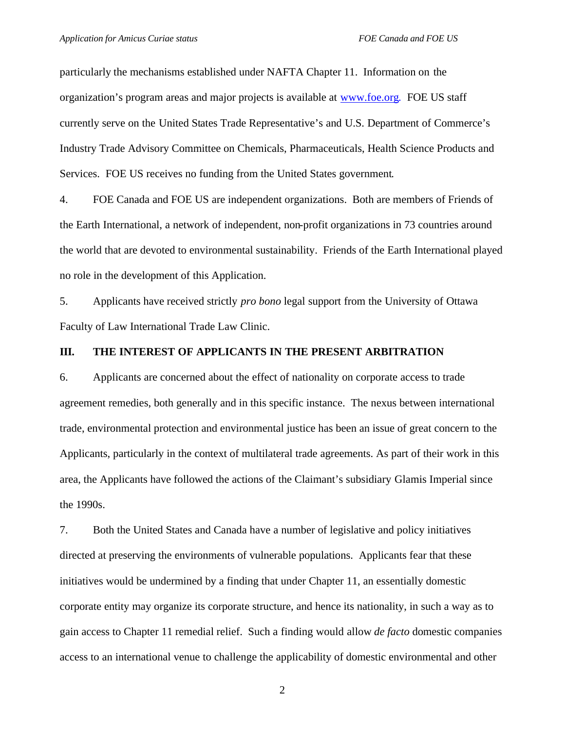particularly the mechanisms established under NAFTA Chapter 11. Information on the organization's program areas and major projects is available at www.foe.org. FOE US staff currently serve on the United States Trade Representative's and U.S. Department of Commerce's Industry Trade Advisory Committee on Chemicals, Pharmaceuticals, Health Science Products and Services. FOE US receives no funding from the United States government.

4. FOE Canada and FOE US are independent organizations. Both are members of Friends of the Earth International, a network of independent, non-profit organizations in 73 countries around the world that are devoted to environmental sustainability. Friends of the Earth International played no role in the development of this Application.

5. Applicants have received strictly *pro bono* legal support from the University of Ottawa Faculty of Law International Trade Law Clinic.

## III. THE INTEREST OF APPLICANTS IN THE PRESENT ARBITRATION

6. Applicants are concerned about the effect of nationality on corporate access to trade agreement remedies, both generally and in this specific instance. The nexus between international trade, environmental protection and environmental justice has been an issue of great concern to the Applicants, particularly in the context of multilateral trade agreements. As part of their work in this area, the Applicants have followed the actions of the Claimant's subsidiary Glamis Imperial since the 1990s.

7. Both the United States and Canada have a number of legislative and policy initiatives directed at preserving the environments of vulnerable populations. Applicants fear that these initiatives would be undermined by a finding that under Chapter 11, an essentially domestic corporate entity may organize its corporate structure, and hence its nationality, in such a way as to gain access to Chapter 11 remedial relief. Such a finding would allow *de facto* domestic companies access to an international venue to challenge the applicability of domestic environmental and other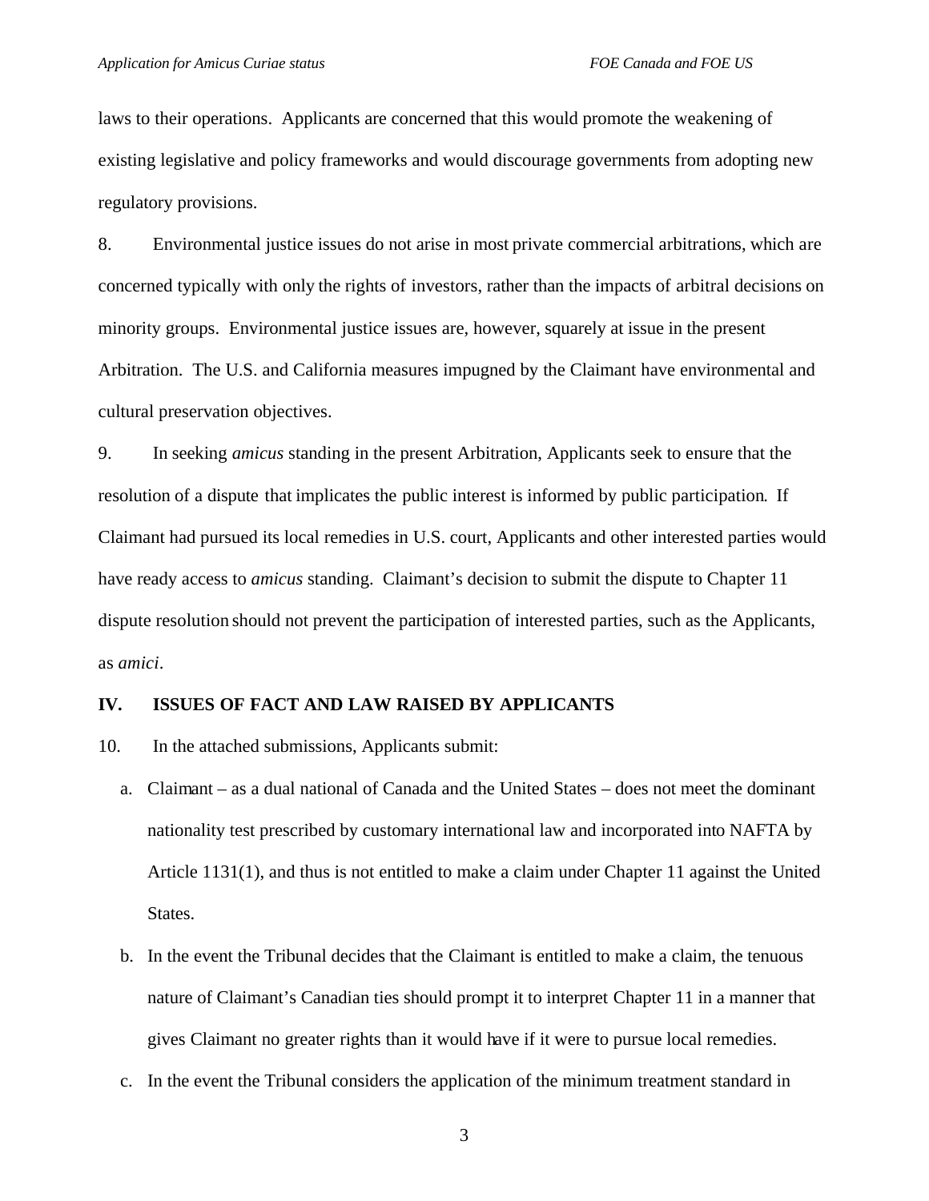laws to their operations. Applicants are concerned that this would promote the weakening of existing legislative and policy frameworks and would discourage governments from adopting new regulatory provisions.

8. Environmental justice issues do not arise in most private commercial arbitrations, which are concerned typically with only the rights of investors, rather than the impacts of arbitral decisions on minority groups. Environmental justice issues are, however, squarely at issue in the present Arbitration. The U.S. and California measures impugned by the Claimant have environmental and cultural preservation objectives.

9. In seeking *amicus* standing in the present Arbitration, Applicants seek to ensure that the resolution of a dispute that implicates the public interest is informed by public participation. If Claimant had pursued its local remedies in U.S. court, Applicants and other interested parties would have ready access to *amicus* standing. Claimant's decision to submit the dispute to Chapter 11 dispute resolution should not prevent the participation of interested parties, such as the Applicants, as *amici*.

## IV. ISSUES OF FACT AND LAW RAISED BY APPLICANTS

10. In the attached submissions, Applicants submit:

a. Claimant – as a dual national of Canada and the United States – does not meet the dominant nationality test prescribed by customary international law and incorporated into NAFTA by Article 1131(1), and thus is not entitled to make a claim under Chapter 11 against the United States.

b. In the event the Tribunal decides that the Claimant is entitled to make a claim, the tenuous nature of Claimant's Canadian ties should prompt it to interpret Chapter 11 in a manner that gives Claimant no greater rights than it would have if it were to pursue local remedies.

c. In the event the Tribunal considers the application of the minimum treatment standard in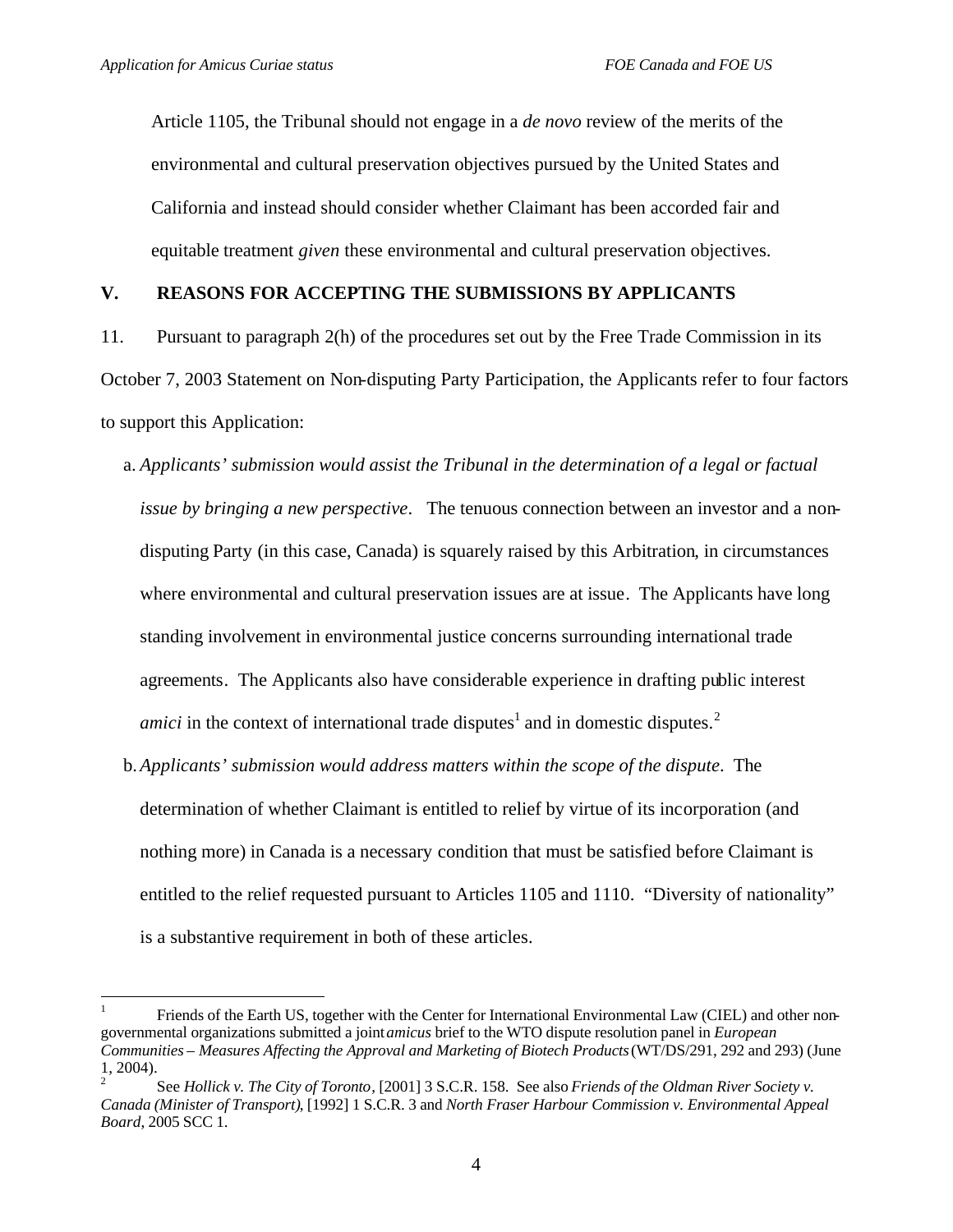Article 1105, the Tribunal should not engage in a *de novo* review of the merits of the environmental and cultural preservation objectives pursued by the United States and California and instead should consider whether Claimant has been accorded fair and equitable treatment *given* these environmental and cultural preservation objectives.

## V. REASONS FOR ACCEPTING THE SUBMISSIONS BY APPLICANTS

11. Pursuant to paragraph 2(h) of the procedures set out by the Free Trade Commission in its October 7, 2003 Statement on Non-disputing Party Participation, the Applicants refer to four factors to support this Application:

a. *Applicants' submission would assist the Tribunal in the determination of a legal or factual issue by bringing a new perspective*. The tenuous connection between an investor and a non-disputing Party (in this case, Canada) is squarely raised by this Arbitration, in circumstances where environmental and cultural preservation issues are at issue. The Applicants have long standing involvement in environmental justice concerns surrounding international trade agreements. The Applicants also have considerable experience in drafting public interest *amici* in the context of international trade disputes[1] and in domestic disputes.[2]

b. *Applicants' submission would address matters within the scope of the dispute*. The determination of whether Claimant is entitled to relief by virtue of its incorporation (and nothing more) in Canada is a necessary condition that must be satisfied before Claimant is entitled to the relief requested pursuant to Articles 1105 and 1110. "Diversity of nationality" is a substantive requirement in both of these articles.

---

[1] Friends of the Earth US, together with the Center for International Environmental Law (CIEL) and other non-governmental organizations submitted a joint *amicus* brief to the WTO dispute resolution panel in *European Communities – Measures Affecting the Approval and Marketing of Biotech Products* (WT/DS/291, 292 and 293) (June 1, 2004).

[2] See *Hollick v. The City of Toronto*, [2001] 3 S.C.R. 158. See also *Friends of the Oldman River Society v. Canada (Minister of Transport)*, [1992] 1 S.C.R. 3 and *North Fraser Harbour Commission v. Environmental Appeal Board*, 2005 SCC 1.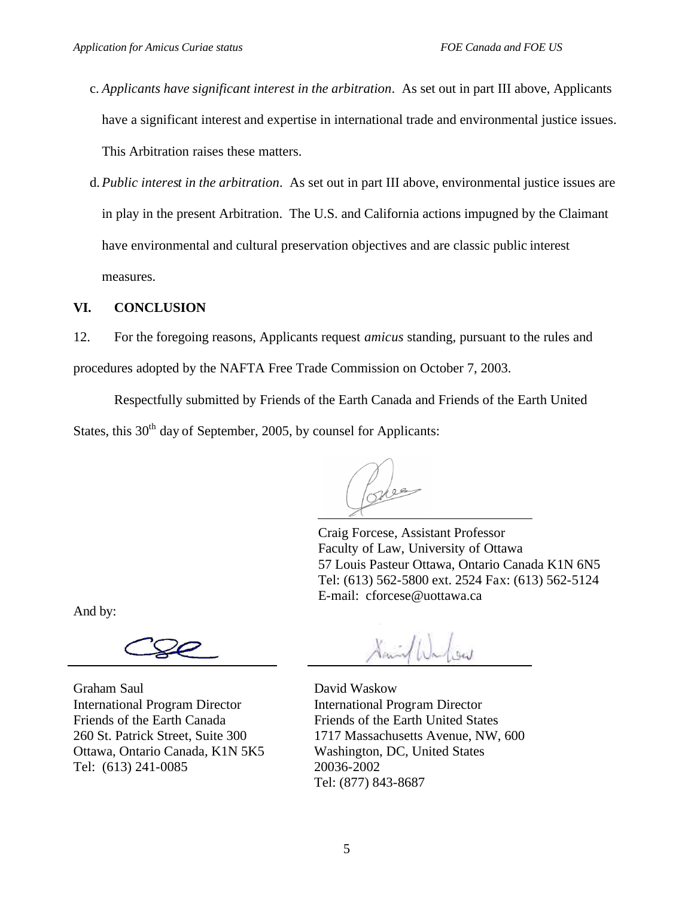c. *Applicants have significant interest in the arbitration*. As set out in part III above, Applicants have a significant interest and expertise in international trade and environmental justice issues. This Arbitration raises these matters.

d. *Public interest in the arbitration*. As set out in part III above, environmental justice issues are in play in the present Arbitration. The U.S. and California actions impugned by the Claimant have environmental and cultural preservation objectives and are classic public interest measures.

## VI. CONCLUSION

12. For the foregoing reasons, Applicants request *amicus* standing, pursuant to the rules and procedures adopted by the NAFTA Free Trade Commission on October 7, 2003.

Respectfully submitted by Friends of the Earth Canada and Friends of the Earth United States, this 30th day of September, 2005, by counsel for Applicants:

Craig Forcese, Assistant Professor
Faculty of Law, University of Ottawa
57 Louis Pasteur Ottawa, Ontario Canada K1N 6N5
Tel: (613) 562-5800 ext. 2524 Fax: (613) 562-5124
E-mail: cforcese@uottawa.ca

And by:

Graham Saul
International Program Director
Friends of the Earth Canada
260 St. Patrick Street, Suite 300
Ottawa, Ontario Canada, K1N 5K5
Tel: (613) 241-0085

David Waskow
International Program Director
Friends of the Earth United States
1717 Massachusetts Avenue, NW, 600
Washington, DC, United States
20036-2002
Tel: (877) 843-8687